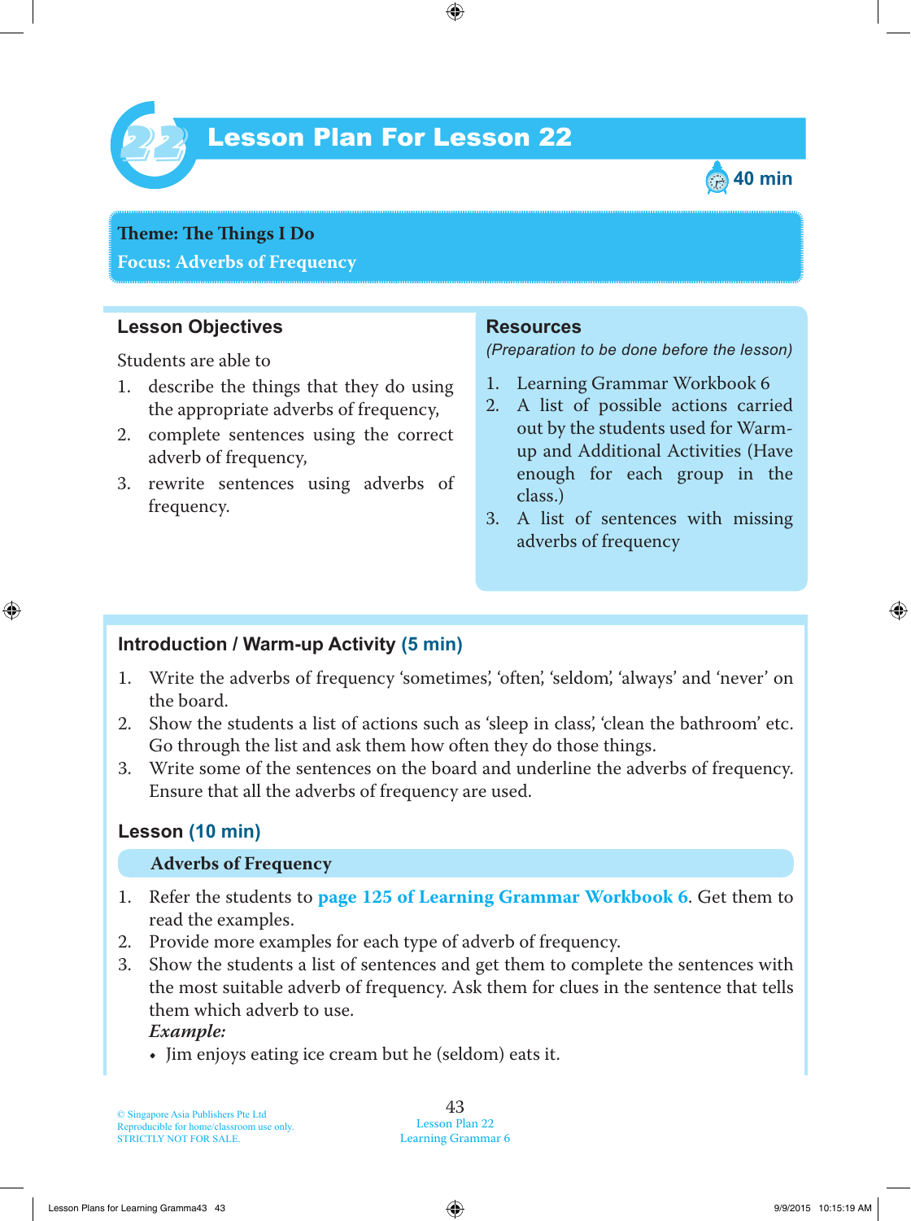# Lesson Plan For Lesson 22

40 min

**Theme: The Things I Do**
**Focus: Adverbs of Frequency**

## Lesson Objectives

Students are able to

1. describe the things that they do using the appropriate adverbs of frequency,
2. complete sentences using the correct adverb of frequency,
3. rewrite sentences using adverbs of frequency.

## Resources

*(Preparation to be done before the lesson)*

1. Learning Grammar Workbook 6
2. A list of possible actions carried out by the students used for Warm-up and Additional Activities (Have enough for each group in the class.)
3. A list of sentences with missing adverbs of frequency

## Introduction / Warm-up Activity (5 min)

1. Write the adverbs of frequency 'sometimes', 'often', 'seldom', 'always' and 'never' on the board.
2. Show the students a list of actions such as 'sleep in class', 'clean the bathroom' etc. Go through the list and ask them how often they do those things.
3. Write some of the sentences on the board and underline the adverbs of frequency. Ensure that all the adverbs of frequency are used.

## Lesson (10 min)

### Adverbs of Frequency

1. Refer the students to **page 125 of Learning Grammar Workbook 6**. Get them to read the examples.
2. Provide more examples for each type of adverb of frequency.
3. Show the students a list of sentences and get them to complete the sentences with the most suitable adverb of frequency. Ask them for clues in the sentence that tells them which adverb to use.

   ***Example:***
   - Jim enjoys eating ice cream but he (seldom) eats it.

© Singapore Asia Publishers Pte Ltd
Reproducible for home/classroom use only.
STRICTLY NOT FOR SALE.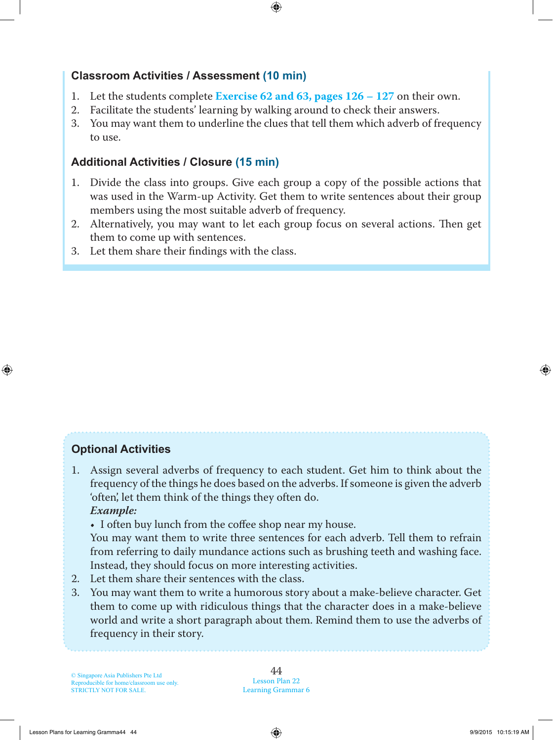### Classroom Activities / Assessment (10 min)

1. Let the students complete **Exercise 62 and 63, pages 126 – 127** on their own.
2. Facilitate the students' learning by walking around to check their answers.
3. You may want them to underline the clues that tell them which adverb of frequency to use.

### Additional Activities / Closure (15 min)

1. Divide the class into groups. Give each group a copy of the possible actions that was used in the Warm-up Activity. Get them to write sentences about their group members using the most suitable adverb of frequency.
2. Alternatively, you may want to let each group focus on several actions. Then get them to come up with sentences.
3. Let them share their findings with the class.

### Optional Activities

1. Assign several adverbs of frequency to each student. Get him to think about the frequency of the things he does based on the adverbs. If someone is given the adverb 'often', let them think of the things they often do.

   ***Example:***
   - I often buy lunch from the coffee shop near my house.

   You may want them to write three sentences for each adverb. Tell them to refrain from referring to daily mundance actions such as brushing teeth and washing face. Instead, they should focus on more interesting activities.
2. Let them share their sentences with the class.
3. You may want them to write a humorous story about a make-believe character. Get them to come up with ridiculous things that the character does in a make-believe world and write a short paragraph about them. Remind them to use the adverbs of frequency in their story.

© Singapore Asia Publishers Pte Ltd
Reproducible for home/classroom use only.
STRICTLY NOT FOR SALE.